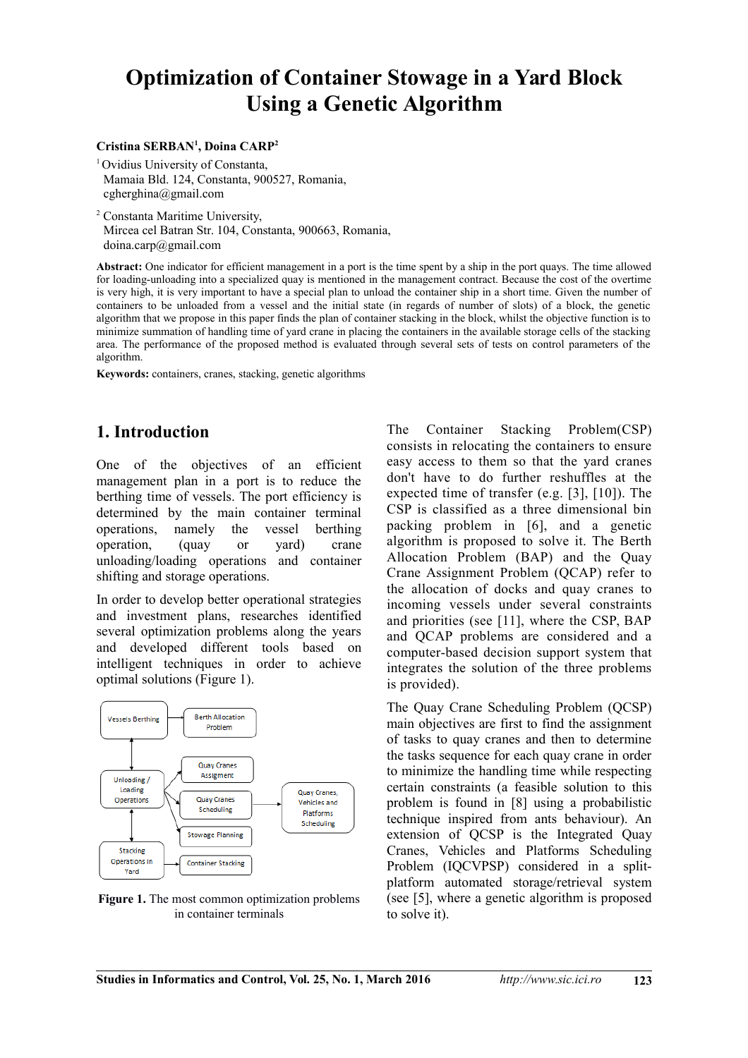# Optimization of Container Stowage in a Yard Block Using a Genetic Algorithm

**Cristina SERBAN[1], Doina CARP[2]**

[1] Ovidius University of Constanta,
Mamaia Bld. 124, Constanta, 900527, Romania,
cgherghina@gmail.com

[2] Constanta Maritime University,
Mircea cel Batran Str. 104, Constanta, 900663, Romania,
doina.carp@gmail.com

**Abstract:** One indicator for efficient management in a port is the time spent by a ship in the port quays. The time allowed for loading-unloading into a specialized quay is mentioned in the management contract. Because the cost of the overtime is very high, it is very important to have a special plan to unload the container ship in a short time. Given the number of containers to be unloaded from a vessel and the initial state (in regards of number of slots) of a block, the genetic algorithm that we propose in this paper finds the plan of container stacking in the block, whilst the objective function is to minimize summation of handling time of yard crane in placing the containers in the available storage cells of the stacking area. The performance of the proposed method is evaluated through several sets of tests on control parameters of the algorithm.

**Keywords:** containers, cranes, stacking, genetic algorithms

## 1. Introduction

One of the objectives of an efficient management plan in a port is to reduce the berthing time of vessels. The port efficiency is determined by the main container terminal operations, namely the vessel berthing operation, (quay or yard) crane unloading/loading operations and container shifting and storage operations.

In order to develop better operational strategies and investment plans, researches identified several optimization problems along the years and developed different tools based on intelligent techniques in order to achieve optimal solutions (Figure 1).

**Figure 1.** The most common optimization problems in container terminals

The Container Stacking Problem(CSP) consists in relocating the containers to ensure easy access to them so that the yard cranes don't have to do further reshuffles at the expected time of transfer (e.g. [3], [10]). The CSP is classified as a three dimensional bin packing problem in [6], and a genetic algorithm is proposed to solve it. The Berth Allocation Problem (BAP) and the Quay Crane Assignment Problem (QCAP) refer to the allocation of docks and quay cranes to incoming vessels under several constraints and priorities (see [11], where the CSP, BAP and QCAP problems are considered and a computer-based decision support system that integrates the solution of the three problems is provided).

The Quay Crane Scheduling Problem (QCSP) main objectives are first to find the assignment of tasks to quay cranes and then to determine the tasks sequence for each quay crane in order to minimize the handling time while respecting certain constraints (a feasible solution to this problem is found in [8] using a probabilistic technique inspired from ants behaviour). An extension of QCSP is the Integrated Quay Cranes, Vehicles and Platforms Scheduling Problem (IQCVPSP) considered in a split-platform automated storage/retrieval system (see [5], where a genetic algorithm is proposed to solve it).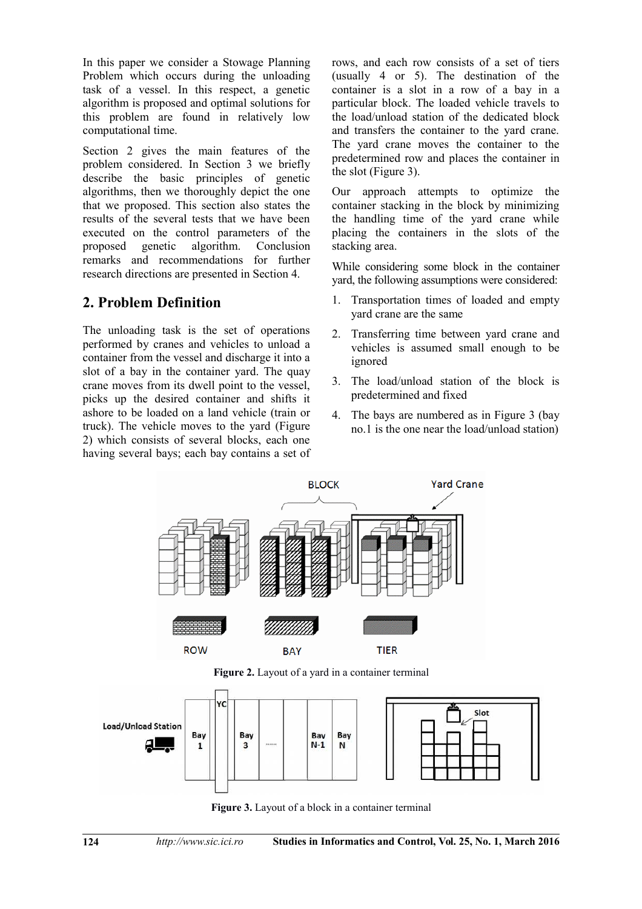In this paper we consider a Stowage Planning Problem which occurs during the unloading task of a vessel. In this respect, a genetic algorithm is proposed and optimal solutions for this problem are found in relatively low computational time.

Section 2 gives the main features of the problem considered. In Section 3 we briefly describe the basic principles of genetic algorithms, then we thoroughly depict the one that we proposed. This section also states the results of the several tests that we have been executed on the control parameters of the proposed genetic algorithm. Conclusion remarks and recommendations for further research directions are presented in Section 4.

## 2. Problem Definition

The unloading task is the set of operations performed by cranes and vehicles to unload a container from the vessel and discharge it into a slot of a bay in the container yard. The quay crane moves from its dwell point to the vessel, picks up the desired container and shifts it ashore to be loaded on a land vehicle (train or truck). The vehicle moves to the yard (Figure 2) which consists of several blocks, each one having several bays; each bay contains a set of rows, and each row consists of a set of tiers (usually 4 or 5). The destination of the container is a slot in a row of a bay in a particular block. The loaded vehicle travels to the load/unload station of the dedicated block and transfers the container to the yard crane. The yard crane moves the container to the predetermined row and places the container in the slot (Figure 3).

Our approach attempts to optimize the container stacking in the block by minimizing the handling time of the yard crane while placing the containers in the slots of the stacking area.

While considering some block in the container yard, the following assumptions were considered:

1. Transportation times of loaded and empty yard crane are the same
2. Transferring time between yard crane and vehicles is assumed small enough to be ignored
3. The load/unload station of the block is predetermined and fixed
4. The bays are numbered as in Figure 3 (bay no.1 is the one near the load/unload station)

**Figure 2.** Layout of a yard in a container terminal

**Figure 3.** Layout of a block in a container terminal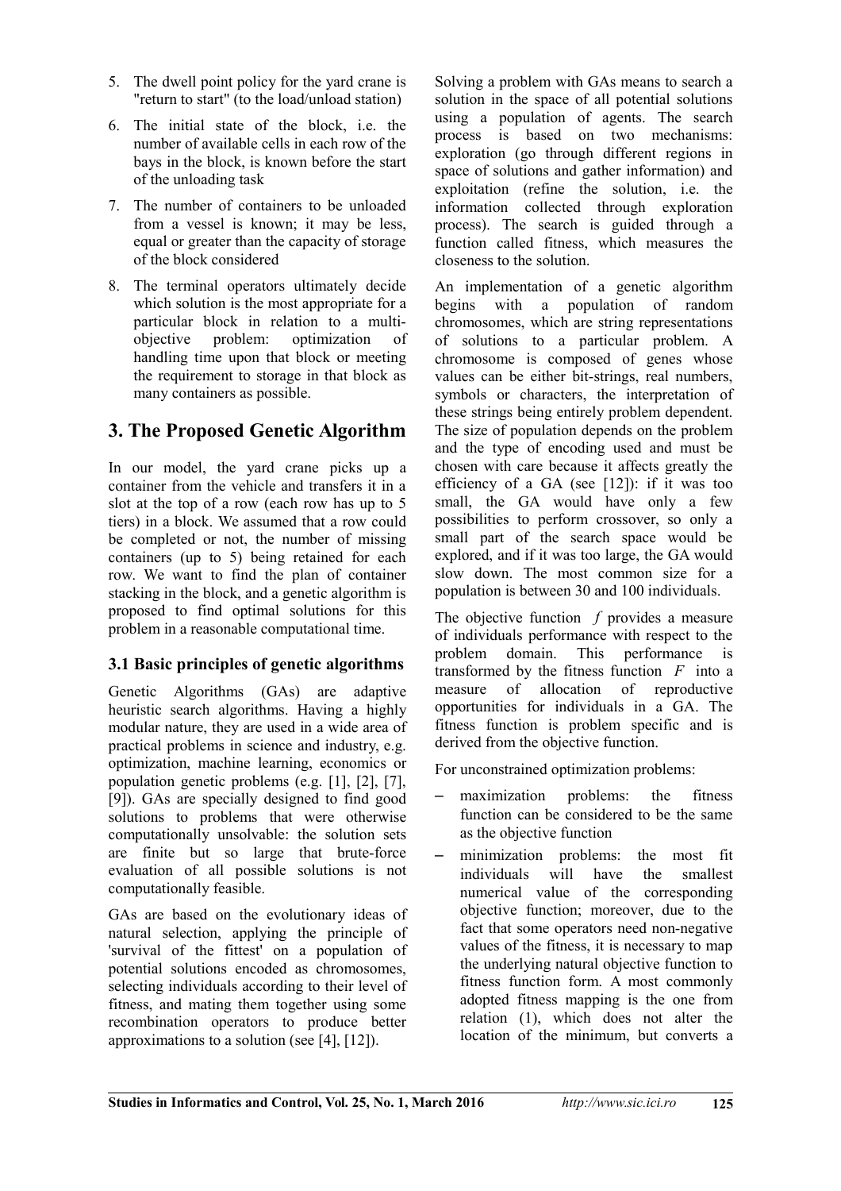5. The dwell point policy for the yard crane is "return to start" (to the load/unload station)
6. The initial state of the block, i.e. the number of available cells in each row of the bays in the block, is known before the start of the unloading task
7. The number of containers to be unloaded from a vessel is known; it may be less, equal or greater than the capacity of storage of the block considered
8. The terminal operators ultimately decide which solution is the most appropriate for a particular block in relation to a multi-objective problem: optimization of handling time upon that block or meeting the requirement to storage in that block as many containers as possible.

## 3. The Proposed Genetic Algorithm

In our model, the yard crane picks up a container from the vehicle and transfers it in a slot at the top of a row (each row has up to 5 tiers) in a block. We assumed that a row could be completed or not, the number of missing containers (up to 5) being retained for each row. We want to find the plan of container stacking in the block, and a genetic algorithm is proposed to find optimal solutions for this problem in a reasonable computational time.

### 3.1 Basic principles of genetic algorithms

Genetic Algorithms (GAs) are adaptive heuristic search algorithms. Having a highly modular nature, they are used in a wide area of practical problems in science and industry, e.g. optimization, machine learning, economics or population genetic problems (e.g. [1], [2], [7], [9]). GAs are specially designed to find good solutions to problems that were otherwise computationally unsolvable: the solution sets are finite but so large that brute-force evaluation of all possible solutions is not computationally feasible.

GAs are based on the evolutionary ideas of natural selection, applying the principle of 'survival of the fittest' on a population of potential solutions encoded as chromosomes, selecting individuals according to their level of fitness, and mating them together using some recombination operators to produce better approximations to a solution (see [4], [12]).

Solving a problem with GAs means to search a solution in the space of all potential solutions using a population of agents. The search process is based on two mechanisms: exploration (go through different regions in space of solutions and gather information) and exploitation (refine the solution, i.e. the information collected through exploration process). The search is guided through a function called fitness, which measures the closeness to the solution.

An implementation of a genetic algorithm begins with a population of random chromosomes, which are string representations of solutions to a particular problem. A chromosome is composed of genes whose values can be either bit-strings, real numbers, symbols or characters, the interpretation of these strings being entirely problem dependent. The size of population depends on the problem and the type of encoding used and must be chosen with care because it affects greatly the efficiency of a GA (see [12]): if it was too small, the GA would have only a few possibilities to perform crossover, so only a small part of the search space would be explored, and if it was too large, the GA would slow down. The most common size for a population is between 30 and 100 individuals.

The objective function $f$ provides a measure of individuals performance with respect to the problem domain. This performance is transformed by the fitness function $F$ into a measure of allocation of reproductive opportunities for individuals in a GA. The fitness function is problem specific and is derived from the objective function.

For unconstrained optimization problems:

- maximization problems: the fitness function can be considered to be the same as the objective function
- minimization problems: the most fit individuals will have the smallest numerical value of the corresponding objective function; moreover, due to the fact that some operators need non-negative values of the fitness, it is necessary to map the underlying natural objective function to fitness function form. A most commonly adopted fitness mapping is the one from relation (1), which does not alter the location of the minimum, but converts a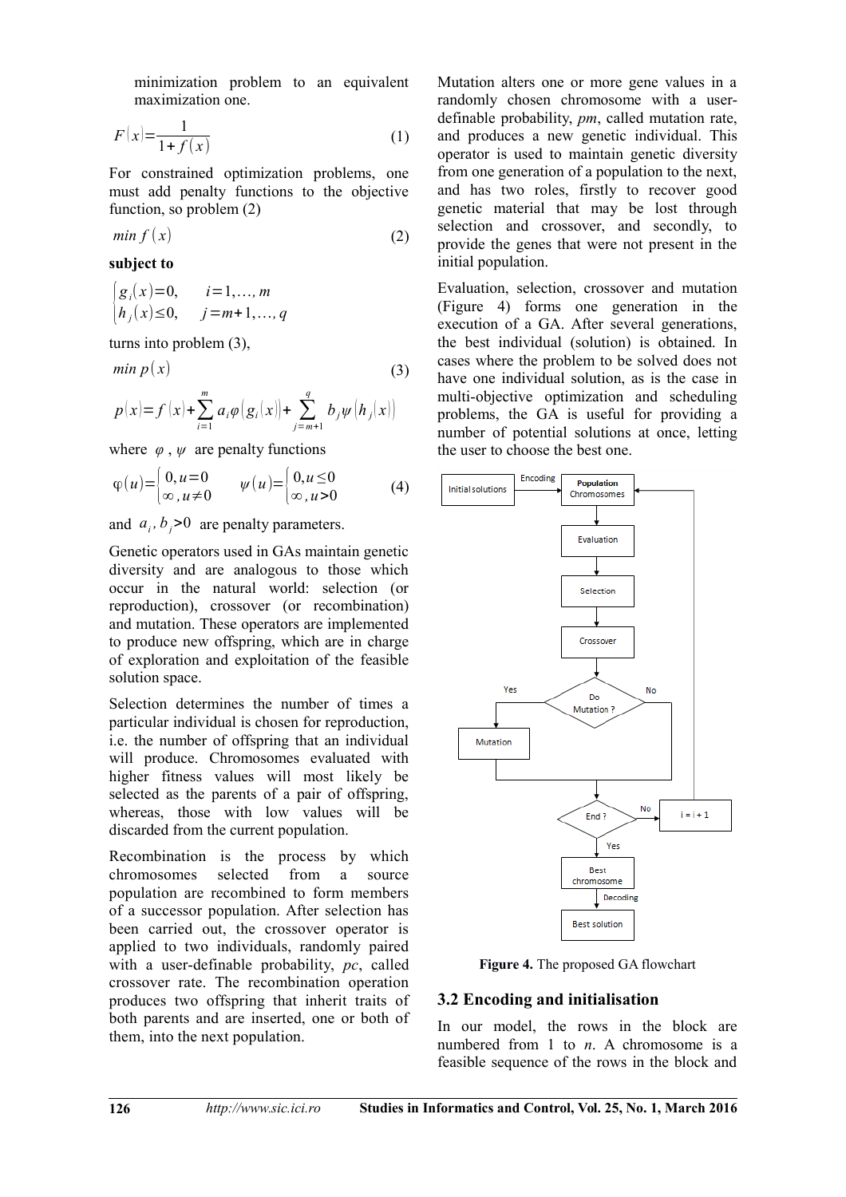minimization problem to an equivalent maximization one.

$$F(x) = \frac{1}{1+f(x)} \tag{1}$$

For constrained optimization problems, one must add penalty functions to the objective function, so problem (2)

$$\min f(x) \tag{2}$$

**subject to**

$$\begin{cases} g_i(x) = 0, & i = 1, \ldots, m \\ h_j(x) \le 0, & j = m+1, \ldots, q \end{cases}$$

turns into problem (3),

$$\min p(x) \tag{3}$$

$$p(x) = f(x) + \sum_{i=1}^{m} a_i \varphi(g_i(x)) + \sum_{j=m+1}^{q} b_j \psi(h_j(x))$$

where $\varphi$, $\psi$ are penalty functions

$$\varphi(u) = \begin{cases} 0, u = 0 \\ \infty, u \ne 0 \end{cases} \qquad \psi(u) = \begin{cases} 0, u \le 0 \\ \infty, u > 0 \end{cases} \tag{4}$$

and $a_i, b_j > 0$ are penalty parameters.

Genetic operators used in GAs maintain genetic diversity and are analogous to those which occur in the natural world: selection (or reproduction), crossover (or recombination) and mutation. These operators are implemented to produce new offspring, which are in charge of exploration and exploitation of the feasible solution space.

Selection determines the number of times a particular individual is chosen for reproduction, i.e. the number of offspring that an individual will produce. Chromosomes evaluated with higher fitness values will most likely be selected as the parents of a pair of offspring, whereas, those with low values will be discarded from the current population.

Recombination is the process by which chromosomes selected from a source population are recombined to form members of a successor population. After selection has been carried out, the crossover operator is applied to two individuals, randomly paired with a user-definable probability, *pc*, called crossover rate. The recombination operation produces two offspring that inherit traits of both parents and are inserted, one or both of them, into the next population.

Mutation alters one or more gene values in a randomly chosen chromosome with a user-definable probability, *pm*, called mutation rate, and produces a new genetic individual. This operator is used to maintain genetic diversity from one generation of a population to the next, and has two roles, firstly to recover good genetic material that may be lost through selection and crossover, and secondly, to provide the genes that were not present in the initial population.

Evaluation, selection, crossover and mutation (Figure 4) forms one generation in the execution of a GA. After several generations, the best individual (solution) is obtained. In cases where the problem to be solved does not have one individual solution, as is the case in multi-objective optimization and scheduling problems, the GA is useful for providing a number of potential solutions at once, letting the user to choose the best one.

**Figure 4.** The proposed GA flowchart

## 3.2 Encoding and initialisation

In our model, the rows in the block are numbered from 1 to *n*. A chromosome is a feasible sequence of the rows in the block and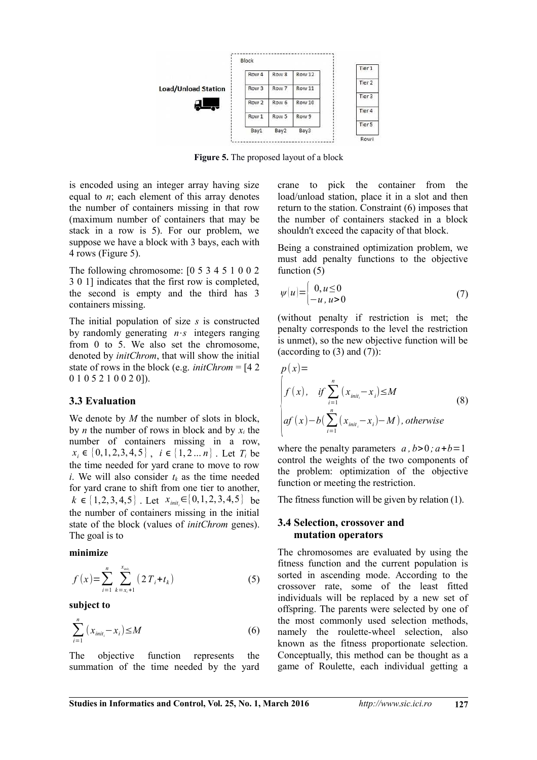**Figure 5.** The proposed layout of a block

is encoded using an integer array having size equal to $n$; each element of this array denotes the number of containers missing in that row (maximum number of containers that may be stack in a row is 5). For our problem, we suppose we have a block with 3 bays, each with 4 rows (Figure 5).

The following chromosome: [0 5 3 4 5 1 0 0 2 3 0 1] indicates that the first row is completed, the second is empty and the third has 3 containers missing.

The initial population of size $s$ is constructed by randomly generating $n \cdot s$ integers ranging from 0 to 5. We also set the chromosome, denoted by *initChrom*, that will show the initial state of rows in the block (e.g. *initChrom* = [4 2 0 1 0 5 2 1 0 0 2 0]).

### 3.3 Evaluation

We denote by $M$ the number of slots in block, by $n$ the number of rows in block and by $x_i$ the number of containers missing in a row, $x_i \in \{0,1,2,3,4,5\}$, $i \in \{1,2...n\}$. Let $T_i$ be the time needed for yard crane to move to row $i$. We will also consider $t_k$ as the time needed for yard crane to shift from one tier to another, $k \in \{1,2,3,4,5\}$. Let $x_{init_i} \in \{0,1,2,3,4,5\}$ be the number of containers missing in the initial state of the block (values of *initChrom* genes). The goal is to

**minimize**

$$f(x) = \sum_{i=1}^{n} \sum_{k=x_i+1}^{x_{init_i}} (2T_i + t_k) \tag{5}$$

**subject to**

$$\sum_{i=1}^{n} (x_{init_i} - x_i) \leq M \tag{6}$$

The objective function represents the summation of the time needed by the yard crane to pick the container from the load/unload station, place it in a slot and then return to the station. Constraint (6) imposes that the number of containers stacked in a block shouldn't exceed the capacity of that block.

Being a constrained optimization problem, we must add penalty functions to the objective function (5)

$$\psi(u) = \begin{cases} 0, u \leq 0 \\ -u, u > 0 \end{cases} \tag{7}$$

(without penalty if restriction is met; the penalty corresponds to the level the restriction is unmet), so the new objective function will be (according to (3) and (7)):

$$p(x) = \begin{cases} f(x), & if \sum_{i=1}^{n} (x_{init_i} - x_i) \leq M \\ af(x) - b(\sum_{i=1}^{n} (x_{init_i} - x_i) - M), & otherwise \end{cases} \tag{8}$$

where the penalty parameters $a, b > 0; a + b = 1$ control the weights of the two components of the problem: optimization of the objective function or meeting the restriction.

The fitness function will be given by relation (1).

### 3.4 Selection, crossover and mutation operators

The chromosomes are evaluated by using the fitness function and the current population is sorted in ascending mode. According to the crossover rate, some of the least fitted individuals will be replaced by a new set of offspring. The parents were selected by one of the most commonly used selection methods, namely the roulette-wheel selection, also known as the fitness proportionate selection. Conceptually, this method can be thought as a game of Roulette, each individual getting a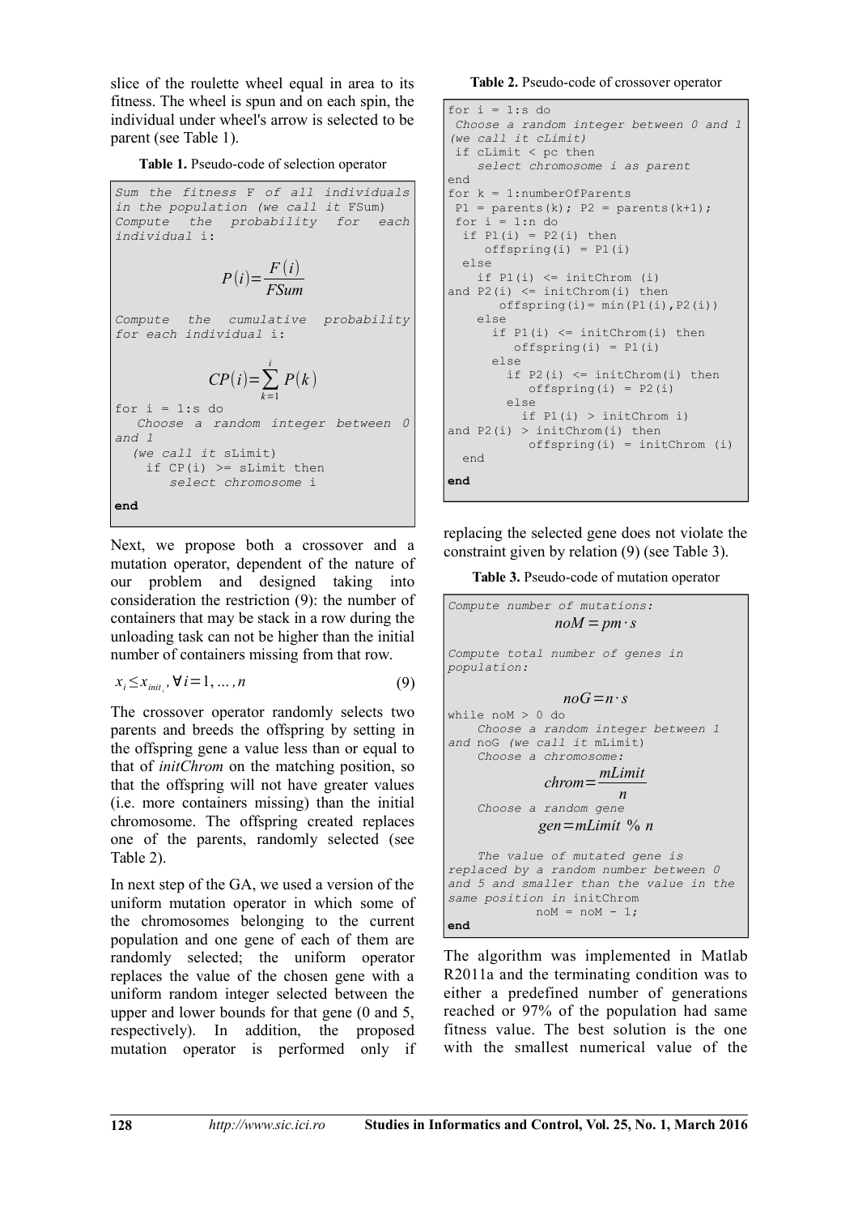slice of the roulette wheel equal in area to its fitness. The wheel is spun and on each spin, the individual under wheel's arrow is selected to be parent (see Table 1).

**Table 1.** Pseudo-code of selection operator

```
Sum the fitness F of all individuals
in the population (we call it FSum)
Compute the probability for each
individual i:

        P(i) = F(i) / FSum

Compute the cumulative probability
for each individual i:

        CP(i) = sum_{k=1}^{i} P(k)

for i = 1:s do
   Choose a random integer between 0
and 1
  (we call it sLimit)
    if CP(i) >= sLimit then
       select chromosome i
end
```

Next, we propose both a crossover and a mutation operator, dependent of the nature of our problem and designed taking into consideration the restriction (9): the number of containers that may be stack in a row during the unloading task can not be higher than the initial number of containers missing from that row.

$$x_i \le x_{init_i}, \forall i = 1, \ldots, n \tag{9}$$

The crossover operator randomly selects two parents and breeds the offspring by setting in the offspring gene a value less than or equal to that of *initChrom* on the matching position, so that the offspring will not have greater values (i.e. more containers missing) than the initial chromosome. The offspring created replaces one of the parents, randomly selected (see Table 2).

**Table 2.** Pseudo-code of crossover operator

```
for i = 1:s do
 Choose a random integer between 0 and 1
(we call it cLimit)
 if cLimit < pc then
    select chromosome i as parent
end
for k = 1:numberOfParents
 P1 = parents(k); P2 = parents(k+1);
 for i = 1:n do
  if P1(i) = P2(i) then
     offspring(i) = P1(i)
  else
    if P1(i) <= initChrom (i)
and P2(i) <= initChrom(i) then
       offspring(i)= min(P1(i),P2(i))
    else
      if P1(i) <= initChrom(i) then
         offspring(i) = P1(i)
      else
        if P2(i) <= initChrom(i) then
           offspring(i) = P2(i)
        else
          if P1(i) > initChrom i)
and P2(i) > initChrom(i) then
           offspring(i) = initChrom (i)
  end
end
```

In next step of the GA, we used a version of the uniform mutation operator in which some of the chromosomes belonging to the current population and one gene of each of them are randomly selected; the uniform operator replaces the value of the chosen gene with a uniform random integer selected between the upper and lower bounds for that gene (0 and 5, respectively). In addition, the proposed mutation operator is performed only if replacing the selected gene does not violate the constraint given by relation (9) (see Table 3).

**Table 3.** Pseudo-code of mutation operator

```
Compute number of mutations:
            noM = pm · s

Compute total number of genes in
population:

            noG = n · s
while noM > 0 do
    Choose a random integer between 1
and noG (we call it mLimit)
    Choose a chromosome:
            chrom = mLimit / n
    Choose a random gene
            gen = mLimit % n

    The value of mutated gene is
replaced by a random number between 0
and 5 and smaller than the value in the
same position in initChrom
            noM = noM - 1;
end
```

The algorithm was implemented in Matlab R2011a and the terminating condition was to either a predefined number of generations reached or 97% of the population had same fitness value. The best solution is the one with the smallest numerical value of the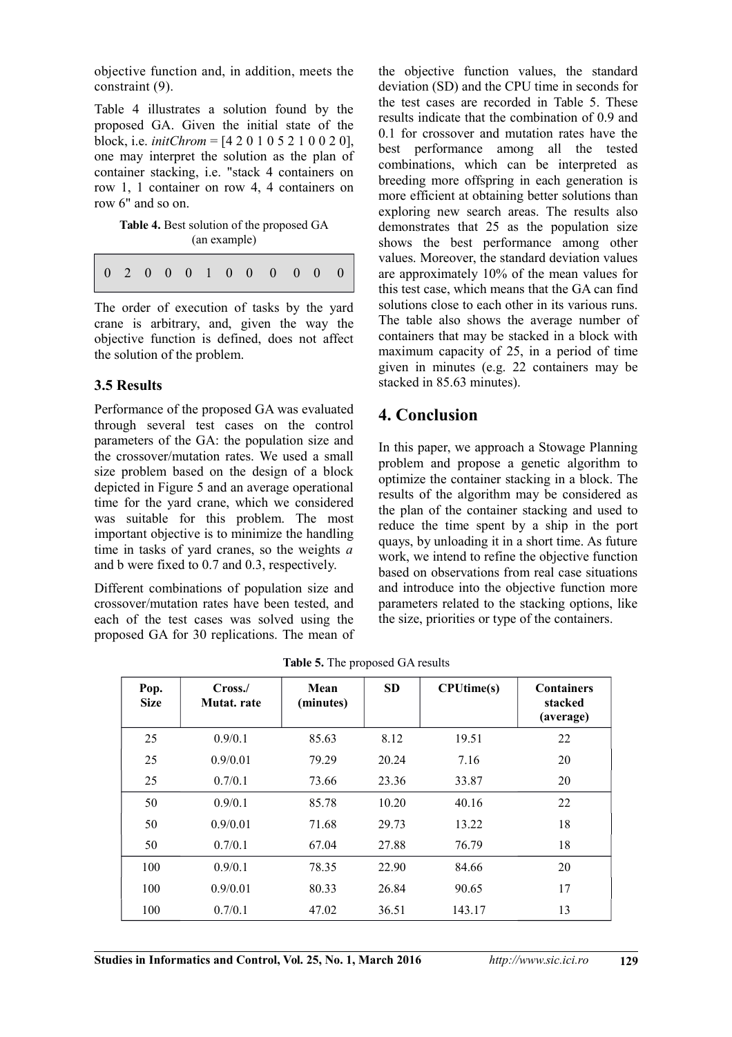objective function and, in addition, meets the constraint (9).

Table 4 illustrates a solution found by the proposed GA. Given the initial state of the block, i.e. *initChrom* = [4 2 0 1 0 5 2 1 0 0 2 0], one may interpret the solution as the plan of container stacking, i.e. "stack 4 containers on row 1, 1 container on row 4, 4 containers on row 6" and so on.

**Table 4.** Best solution of the proposed GA (an example)

| 0 | 2 | 0 | 0 | 0 | 1 | 0 | 0 | 0 | 0 | 0 | 0 |
|---|---|---|---|---|---|---|---|---|---|---|---|

The order of execution of tasks by the yard crane is arbitrary, and, given the way the objective function is defined, does not affect the solution of the problem.

### 3.5 Results

Performance of the proposed GA was evaluated through several test cases on the control parameters of the GA: the population size and the crossover/mutation rates. We used a small size problem based on the design of a block depicted in Figure 5 and an average operational time for the yard crane, which we considered was suitable for this problem. The most important objective is to minimize the handling time in tasks of yard cranes, so the weights $a$ and b were fixed to 0.7 and 0.3, respectively.

Different combinations of population size and crossover/mutation rates have been tested, and each of the test cases was solved using the proposed GA for 30 replications. The mean of the objective function values, the standard deviation (SD) and the CPU time in seconds for the test cases are recorded in Table 5. These results indicate that the combination of 0.9 and 0.1 for crossover and mutation rates have the best performance among all the tested combinations, which can be interpreted as breeding more offspring in each generation is more efficient at obtaining better solutions than exploring new search areas. The results also demonstrates that 25 as the population size shows the best performance among other values. Moreover, the standard deviation values are approximately 10% of the mean values for this test case, which means that the GA can find solutions close to each other in its various runs. The table also shows the average number of containers that may be stacked in a block with maximum capacity of 25, in a period of time given in minutes (e.g. 22 containers may be stacked in 85.63 minutes).

## 4. Conclusion

In this paper, we approach a Stowage Planning problem and propose a genetic algorithm to optimize the container stacking in a block. The results of the algorithm may be considered as the plan of the container stacking and used to reduce the time spent by a ship in the port quays, by unloading it in a short time. As future work, we intend to refine the objective function based on observations from real case situations and introduce into the objective function more parameters related to the stacking options, like the size, priorities or type of the containers.

**Table 5.** The proposed GA results

| Pop. Size | Cross./ Mutat. rate | Mean (minutes) | SD | CPUtime(s) | Containers stacked (average) |
|---|---|---|---|---|---|
| 25 | 0.9/0.1 | 85.63 | 8.12 | 19.51 | 22 |
| 25 | 0.9/0.01 | 79.29 | 20.24 | 7.16 | 20 |
| 25 | 0.7/0.1 | 73.66 | 23.36 | 33.87 | 20 |
| 50 | 0.9/0.1 | 85.78 | 10.20 | 40.16 | 22 |
| 50 | 0.9/0.01 | 71.68 | 29.73 | 13.22 | 18 |
| 50 | 0.7/0.1 | 67.04 | 27.88 | 76.79 | 18 |
| 100 | 0.9/0.1 | 78.35 | 22.90 | 84.66 | 20 |
| 100 | 0.9/0.01 | 80.33 | 26.84 | 90.65 | 17 |
| 100 | 0.7/0.1 | 47.02 | 36.51 | 143.17 | 13 |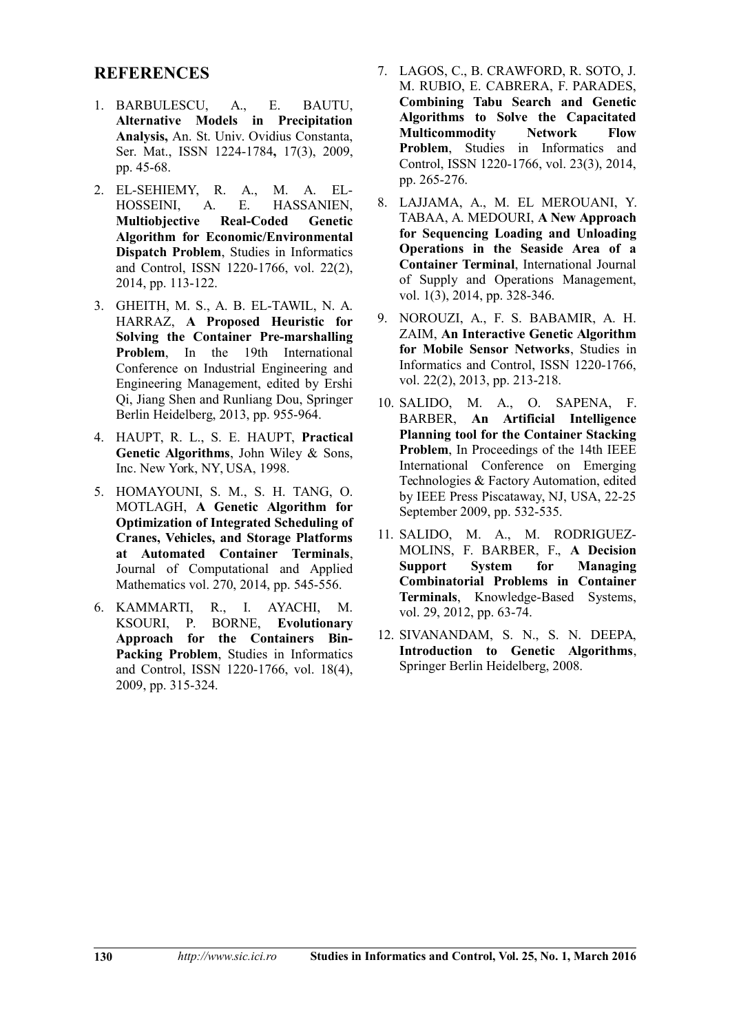## REFERENCES

1. BARBULESCU, A., E. BAUTU, **Alternative Models in Precipitation Analysis,** An. St. Univ. Ovidius Constanta, Ser. Mat., ISSN 1224-1784**,** 17(3), 2009, pp. 45-68.

2. EL-SEHIEMY, R. A., M. A. EL-HOSSEINI, A. E. HASSANIEN, **Multiobjective Real-Coded Genetic Algorithm for Economic/Environmental Dispatch Problem**, Studies in Informatics and Control, ISSN 1220-1766, vol. 22(2), 2014, pp. 113-122.

3. GHEITH, M. S., A. B. EL-TAWIL, N. A. HARRAZ, **A Proposed Heuristic for Solving the Container Pre-marshalling Problem**, In the 19th International Conference on Industrial Engineering and Engineering Management, edited by Ershi Qi, Jiang Shen and Runliang Dou, Springer Berlin Heidelberg, 2013, pp. 955-964.

4. HAUPT, R. L., S. E. HAUPT, **Practical Genetic Algorithms**, John Wiley & Sons, Inc. New York, NY, USA, 1998.

5. HOMAYOUNI, S. M., S. H. TANG, O. MOTLAGH, **A Genetic Algorithm for Optimization of Integrated Scheduling of Cranes, Vehicles, and Storage Platforms at Automated Container Terminals**, Journal of Computational and Applied Mathematics vol. 270, 2014, pp. 545-556.

6. KAMMARTI, R., I. AYACHI, M. KSOURI, P. BORNE, **Evolutionary Approach for the Containers Bin-Packing Problem**, Studies in Informatics and Control, ISSN 1220-1766, vol. 18(4), 2009, pp. 315-324.

7. LAGOS, C., B. CRAWFORD, R. SOTO, J. M. RUBIO, E. CABRERA, F. PARADES, **Combining Tabu Search and Genetic Algorithms to Solve the Capacitated Multicommodity Network Flow Problem**, Studies in Informatics and Control, ISSN 1220-1766, vol. 23(3), 2014, pp. 265-276.

8. LAJJAMA, A., M. EL MEROUANI, Y. TABAA, A. MEDOURI, **A New Approach for Sequencing Loading and Unloading Operations in the Seaside Area of a Container Terminal**, International Journal of Supply and Operations Management, vol. 1(3), 2014, pp. 328-346.

9. NOROUZI, A., F. S. BABAMIR, A. H. ZAIM, **An Interactive Genetic Algorithm for Mobile Sensor Networks**, Studies in Informatics and Control, ISSN 1220-1766, vol. 22(2), 2013, pp. 213-218.

10. SALIDO, M. A., O. SAPENA, F. BARBER, **An Artificial Intelligence Planning tool for the Container Stacking Problem**, In Proceedings of the 14th IEEE International Conference on Emerging Technologies & Factory Automation, edited by IEEE Press Piscataway, NJ, USA, 22-25 September 2009, pp. 532-535.

11. SALIDO, M. A., M. RODRIGUEZ-MOLINS, F. BARBER, F., **A Decision Support System for Managing Combinatorial Problems in Container Terminals**, Knowledge-Based Systems, vol. 29, 2012, pp. 63-74.

12. SIVANANDAM, S. N., S. N. DEEPA, **Introduction to Genetic Algorithms**, Springer Berlin Heidelberg, 2008.